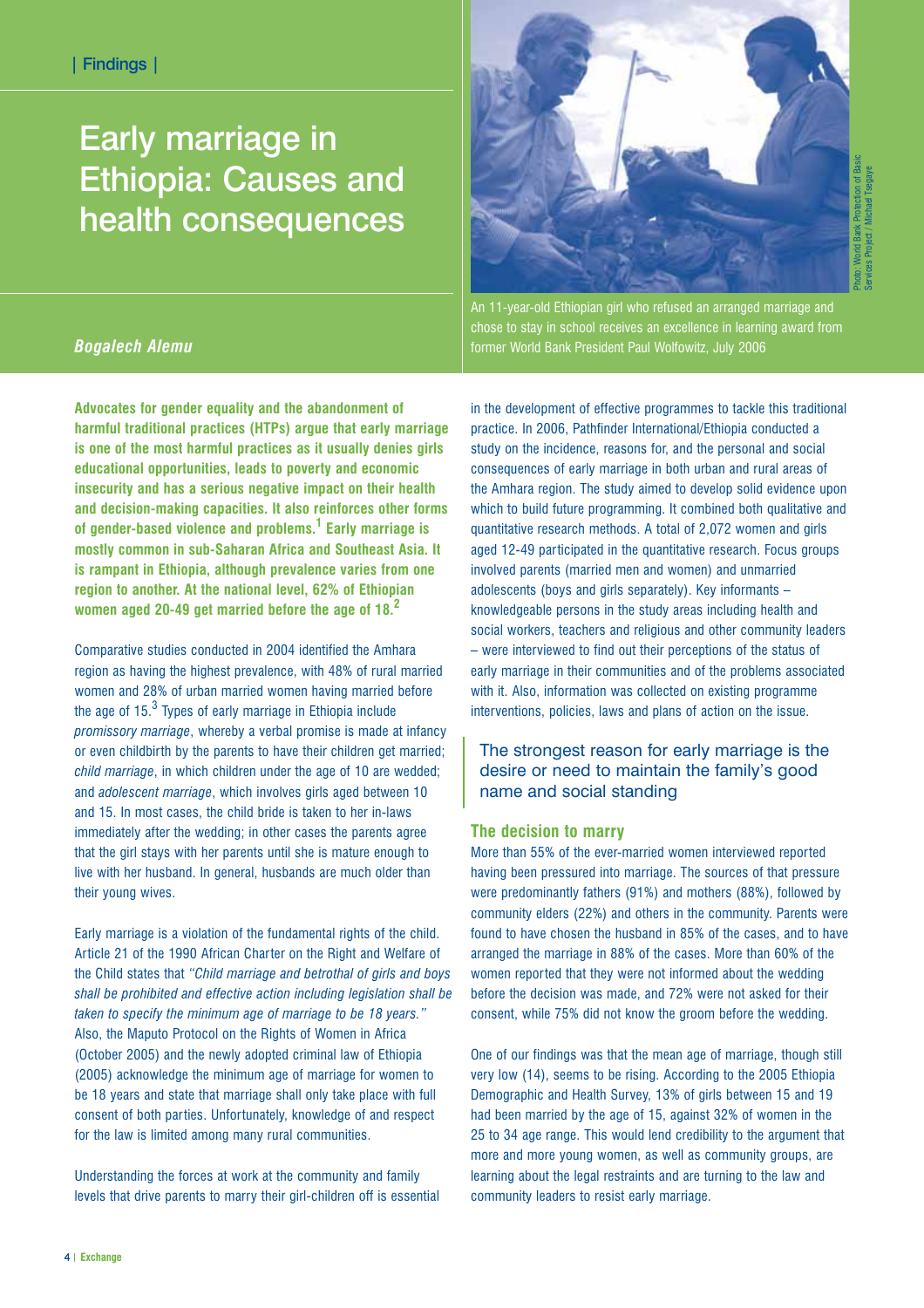| Findings |

# Early marriage in Ethiopia: Causes and health consequences

***Bogalech Alemu***

An 11-year-old Ethiopian girl who refused an arranged marriage and chose to stay in school receives an excellence in learning award from former World Bank President Paul Wolfowitz, July 2006

Photo: World Bank Protection of Basic Services Project / Michael Tsegaye

**Advocates for gender equality and the abandonment of harmful traditional practices (HTPs) argue that early marriage is one of the most harmful practices as it usually denies girls educational opportunities, leads to poverty and economic insecurity and has a serious negative impact on their health and decision-making capacities. It also reinforces other forms of gender-based violence and problems.[1] Early marriage is mostly common in sub-Saharan Africa and Southeast Asia. It is rampant in Ethiopia, although prevalence varies from one region to another. At the national level, 62% of Ethiopian women aged 20-49 get married before the age of 18.[2]**

Comparative studies conducted in 2004 identified the Amhara region as having the highest prevalence, with 48% of rural married women and 28% of urban married women having married before the age of 15.[3] Types of early marriage in Ethiopia include *promissory marriage*, whereby a verbal promise is made at infancy or even childbirth by the parents to have their children get married; *child marriage*, in which children under the age of 10 are wedded; and *adolescent marriage*, which involves girls aged between 10 and 15. In most cases, the child bride is taken to her in-laws immediately after the wedding; in other cases the parents agree that the girl stays with her parents until she is mature enough to live with her husband. In general, husbands are much older than their young wives.

Early marriage is a violation of the fundamental rights of the child. Article 21 of the 1990 African Charter on the Right and Welfare of the Child states that *"Child marriage and betrothal of girls and boys shall be prohibited and effective action including legislation shall be taken to specify the minimum age of marriage to be 18 years."* Also, the Maputo Protocol on the Rights of Women in Africa (October 2005) and the newly adopted criminal law of Ethiopia (2005) acknowledge the minimum age of marriage for women to be 18 years and state that marriage shall only take place with full consent of both parties. Unfortunately, knowledge of and respect for the law is limited among many rural communities.

Understanding the forces at work at the community and family levels that drive parents to marry their girl-children off is essential in the development of effective programmes to tackle this traditional practice. In 2006, Pathfinder International/Ethiopia conducted a study on the incidence, reasons for, and the personal and social consequences of early marriage in both urban and rural areas of the Amhara region. The study aimed to develop solid evidence upon which to build future programming. It combined both qualitative and quantitative research methods. A total of 2,072 women and girls aged 12-49 participated in the quantitative research. Focus groups involved parents (married men and women) and unmarried adolescents (boys and girls separately). Key informants – knowledgeable persons in the study areas including health and social workers, teachers and religious and other community leaders – were interviewed to find out their perceptions of the status of early marriage in their communities and of the problems associated with it. Also, information was collected on existing programme interventions, policies, laws and plans of action on the issue.

> The strongest reason for early marriage is the desire or need to maintain the family's good name and social standing

### The decision to marry

More than 55% of the ever-married women interviewed reported having been pressured into marriage. The sources of that pressure were predominantly fathers (91%) and mothers (88%), followed by community elders (22%) and others in the community. Parents were found to have chosen the husband in 85% of the cases, and to have arranged the marriage in 88% of the cases. More than 60% of the women reported that they were not informed about the wedding before the decision was made, and 72% were not asked for their consent, while 75% did not know the groom before the wedding.

One of our findings was that the mean age of marriage, though still very low (14), seems to be rising. According to the 2005 Ethiopia Demographic and Health Survey, 13% of girls between 15 and 19 had been married by the age of 15, against 32% of women in the 25 to 34 age range. This would lend credibility to the argument that more and more young women, as well as community groups, are learning about the legal restraints and are turning to the law and community leaders to resist early marriage.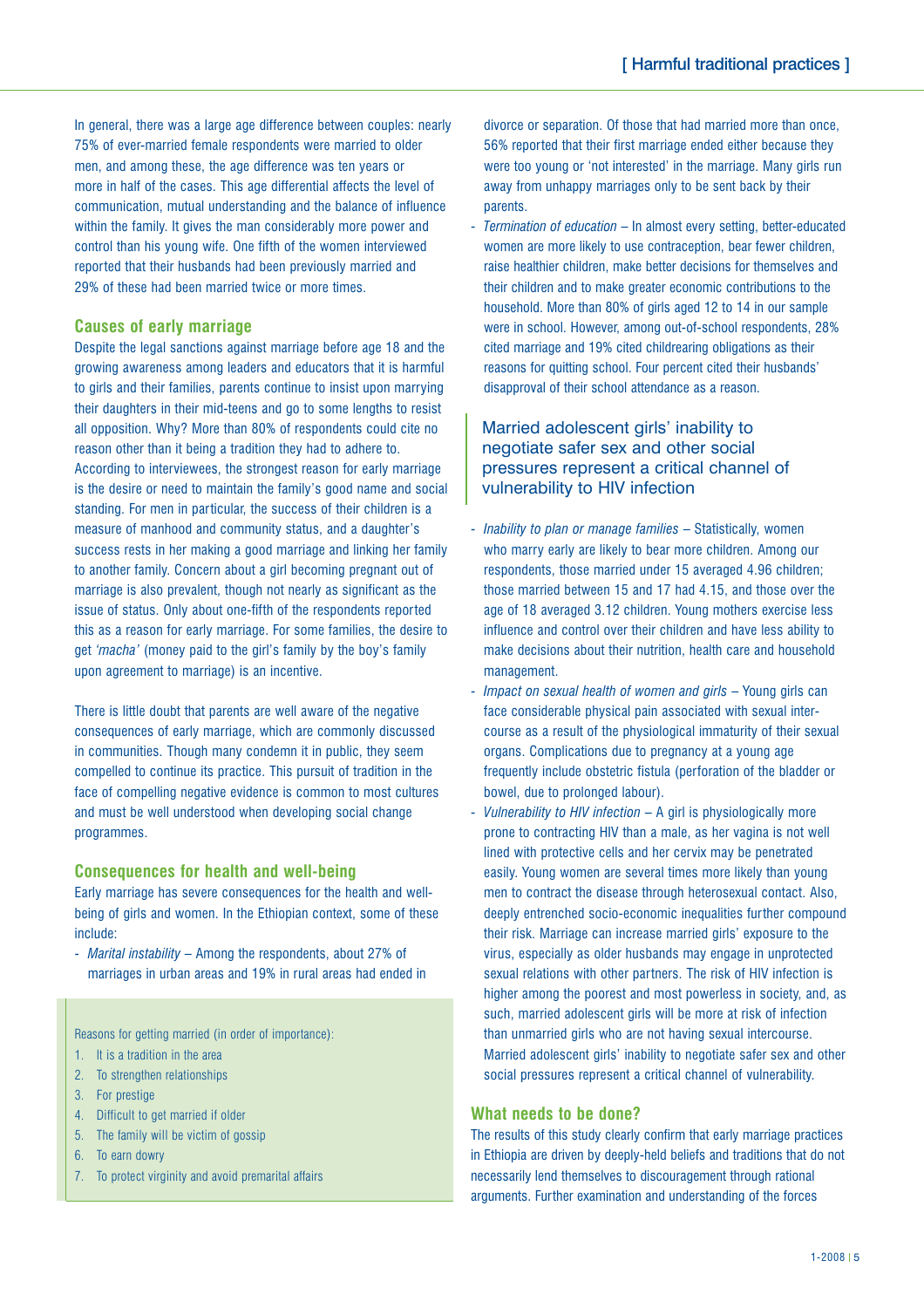In general, there was a large age difference between couples: nearly 75% of ever-married female respondents were married to older men, and among these, the age difference was ten years or more in half of the cases. This age differential affects the level of communication, mutual understanding and the balance of influence within the family. It gives the man considerably more power and control than his young wife. One fifth of the women interviewed reported that their husbands had been previously married and 29% of these had been married twice or more times.

## Causes of early marriage

Despite the legal sanctions against marriage before age 18 and the growing awareness among leaders and educators that it is harmful to girls and their families, parents continue to insist upon marrying their daughters in their mid-teens and go to some lengths to resist all opposition. Why? More than 80% of respondents could cite no reason other than it being a tradition they had to adhere to. According to interviewees, the strongest reason for early marriage is the desire or need to maintain the family's good name and social standing. For men in particular, the success of their children is a measure of manhood and community status, and a daughter's success rests in her making a good marriage and linking her family to another family. Concern about a girl becoming pregnant out of marriage is also prevalent, though not nearly as significant as the issue of status. Only about one-fifth of the respondents reported this as a reason for early marriage. For some families, the desire to get *'macha'* (money paid to the girl's family by the boy's family upon agreement to marriage) is an incentive.

There is little doubt that parents are well aware of the negative consequences of early marriage, which are commonly discussed in communities. Though many condemn it in public, they seem compelled to continue its practice. This pursuit of tradition in the face of compelling negative evidence is common to most cultures and must be well understood when developing social change programmes.

Reasons for getting married (in order of importance):

1. It is a tradition in the area
2. To strengthen relationships
3. For prestige
4. Difficult to get married if older
5. The family will be victim of gossip
6. To earn dowry
7. To protect virginity and avoid premarital affairs

## Consequences for health and well-being

Early marriage has severe consequences for the health and well-being of girls and women. In the Ethiopian context, some of these include:

- *Marital instability* – Among the respondents, about 27% of marriages in urban areas and 19% in rural areas had ended in divorce or separation. Of those that had married more than once, 56% reported that their first marriage ended either because they were too young or 'not interested' in the marriage. Many girls run away from unhappy marriages only to be sent back by their parents.
- *Termination of education* – In almost every setting, better-educated women are more likely to use contraception, bear fewer children, raise healthier children, make better decisions for themselves and their children and to make greater economic contributions to the household. More than 80% of girls aged 12 to 14 in our sample were in school. However, among out-of-school respondents, 28% cited marriage and 19% cited childrearing obligations as their reasons for quitting school. Four percent cited their husbands' disapproval of their school attendance as a reason.

> Married adolescent girls' inability to negotiate safer sex and other social pressures represent a critical channel of vulnerability to HIV infection

- *Inability to plan or manage families* – Statistically, women who marry early are likely to bear more children. Among our respondents, those married under 15 averaged 4.96 children; those married between 15 and 17 had 4.15, and those over the age of 18 averaged 3.12 children. Young mothers exercise less influence and control over their children and have less ability to make decisions about their nutrition, health care and household management.
- *Impact on sexual health of women and girls* – Young girls can face considerable physical pain associated with sexual intercourse as a result of the physiological immaturity of their sexual organs. Complications due to pregnancy at a young age frequently include obstetric fistula (perforation of the bladder or bowel, due to prolonged labour).
- *Vulnerability to HIV infection* – A girl is physiologically more prone to contracting HIV than a male, as her vagina is not well lined with protective cells and her cervix may be penetrated easily. Young women are several times more likely than young men to contract the disease through heterosexual contact. Also, deeply entrenched socio-economic inequalities further compound their risk. Marriage can increase married girls' exposure to the virus, especially as older husbands may engage in unprotected sexual relations with other partners. The risk of HIV infection is higher among the poorest and most powerless in society, and, as such, married adolescent girls will be more at risk of infection than unmarried girls who are not having sexual intercourse. Married adolescent girls' inability to negotiate safer sex and other social pressures represent a critical channel of vulnerability.

## What needs to be done?

The results of this study clearly confirm that early marriage practices in Ethiopia are driven by deeply-held beliefs and traditions that do not necessarily lend themselves to discouragement through rational arguments. Further examination and understanding of the forces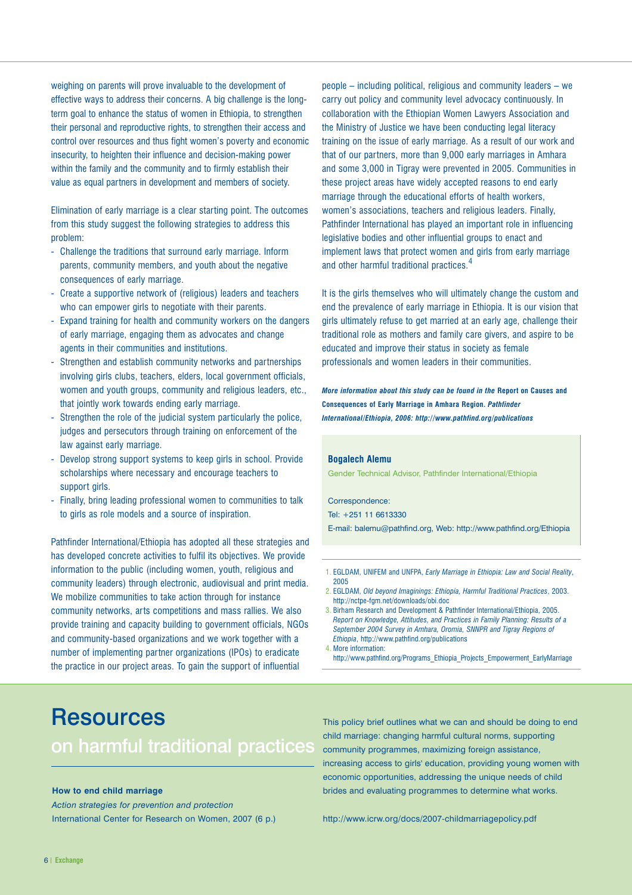weighing on parents will prove invaluable to the development of effective ways to address their concerns. A big challenge is the long-term goal to enhance the status of women in Ethiopia, to strengthen their personal and reproductive rights, to strengthen their access and control over resources and thus fight women's poverty and economic insecurity, to heighten their influence and decision-making power within the family and the community and to firmly establish their value as equal partners in development and members of society.

Elimination of early marriage is a clear starting point. The outcomes from this study suggest the following strategies to address this problem:

- Challenge the traditions that surround early marriage. Inform parents, community members, and youth about the negative consequences of early marriage.
- Create a supportive network of (religious) leaders and teachers who can empower girls to negotiate with their parents.
- Expand training for health and community workers on the dangers of early marriage, engaging them as advocates and change agents in their communities and institutions.
- Strengthen and establish community networks and partnerships involving girls clubs, teachers, elders, local government officials, women and youth groups, community and religious leaders, etc., that jointly work towards ending early marriage.
- Strengthen the role of the judicial system particularly the police, judges and persecutors through training on enforcement of the law against early marriage.
- Develop strong support systems to keep girls in school. Provide scholarships where necessary and encourage teachers to support girls.
- Finally, bring leading professional women to communities to talk to girls as role models and a source of inspiration.

Pathfinder International/Ethiopia has adopted all these strategies and has developed concrete activities to fulfil its objectives. We provide information to the public (including women, youth, religious and community leaders) through electronic, audiovisual and print media. We mobilize communities to take action through for instance community networks, arts competitions and mass rallies. We also provide training and capacity building to government officials, NGOs and community-based organizations and we work together with a number of implementing partner organizations (IPOs) to eradicate the practice in our project areas. To gain the support of influential people – including political, religious and community leaders – we carry out policy and community level advocacy continuously. In collaboration with the Ethiopian Women Lawyers Association and the Ministry of Justice we have been conducting legal literacy training on the issue of early marriage. As a result of our work and that of our partners, more than 9,000 early marriages in Amhara and some 3,000 in Tigray were prevented in 2005. Communities in these project areas have widely accepted reasons to end early marriage through the educational efforts of health workers, women's associations, teachers and religious leaders. Finally, Pathfinder International has played an important role in influencing legislative bodies and other influential groups to enact and implement laws that protect women and girls from early marriage and other harmful traditional practices.[4]

It is the girls themselves who will ultimately change the custom and end the prevalence of early marriage in Ethiopia. It is our vision that girls ultimately refuse to get married at an early age, challenge their traditional role as mothers and family care givers, and aspire to be educated and improve their status in society as female professionals and women leaders in their communities.

***More information about this study can be found in the* Report on Causes and Consequences of Early Marriage in Amhara Region. *Pathfinder International/Ethiopia, 2006: http://www.pathfind.org/publications***

**Bogalech Alemu**
Gender Technical Advisor, Pathfinder International/Ethiopia

Correspondence:
Tel: +251 11 6613330
E-mail: balemu@pathfind.org, Web: http://www.pathfind.org/Ethiopia

1. EGLDAM, UNIFEM and UNFPA, *Early Marriage in Ethiopia: Law and Social Reality*, 2005
2. EGLDAM, *Old beyond Imaginings: Ethiopia, Harmful Traditional Practices*, 2003. http://nctpe-fgm.net/downloads/obi.doc
3. Birham Research and Development & Pathfinder International/Ethiopia, 2005. *Report on Knowledge, Attitudes, and Practices in Family Planning: Results of a September 2004 Survey in Amhara, Oromia, SNNPR and Tigray Regions of Ethiopia*, http://www.pathfind.org/publications
4. More information: http://www.pathfind.org/Programs_Ethiopia_Projects_Empowerment_EarlyMarriage

# Resources

## on harmful traditional practices

**How to end child marriage**
*Action strategies for prevention and protection*
International Center for Research on Women, 2007 (6 p.)

This policy brief outlines what we can and should be doing to end child marriage: changing harmful cultural norms, supporting community programmes, maximizing foreign assistance, increasing access to girls' education, providing young women with economic opportunities, addressing the unique needs of child brides and evaluating programmes to determine what works.

http://www.icrw.org/docs/2007-childmarriagepolicy.pdf